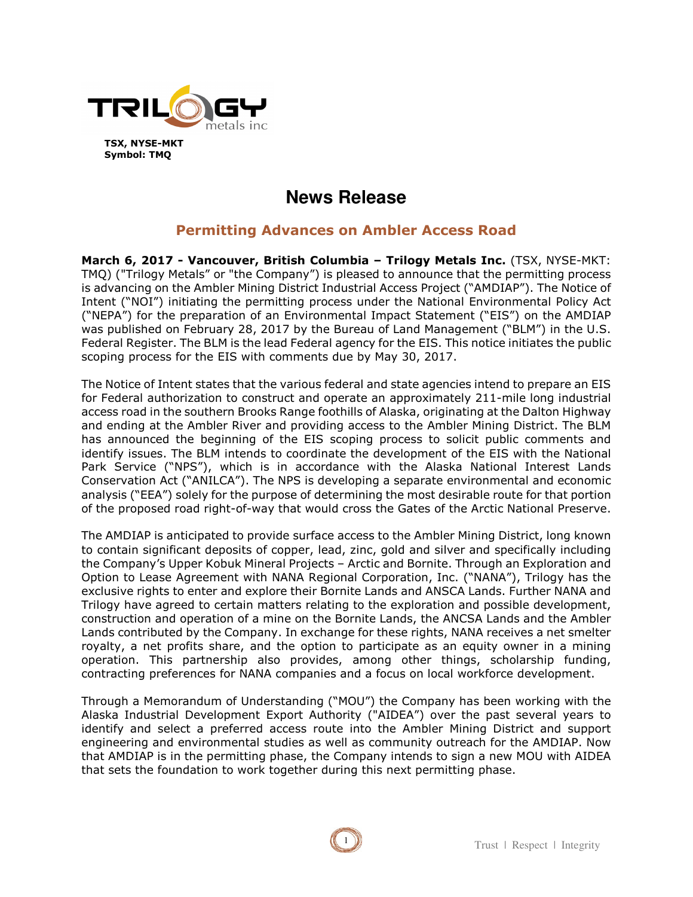TSX, NYSE-MKT
Symbol: TMQ

# News Release

## Permitting Advances on Ambler Access Road

**March 6, 2017 - Vancouver, British Columbia – Trilogy Metals Inc.** (TSX, NYSE-MKT: TMQ) ("Trilogy Metals" or "the Company") is pleased to announce that the permitting process is advancing on the Ambler Mining District Industrial Access Project ("AMDIAP"). The Notice of Intent ("NOI") initiating the permitting process under the National Environmental Policy Act ("NEPA") for the preparation of an Environmental Impact Statement ("EIS") on the AMDIAP was published on February 28, 2017 by the Bureau of Land Management ("BLM") in the U.S. Federal Register. The BLM is the lead Federal agency for the EIS. This notice initiates the public scoping process for the EIS with comments due by May 30, 2017.

The Notice of Intent states that the various federal and state agencies intend to prepare an EIS for Federal authorization to construct and operate an approximately 211-mile long industrial access road in the southern Brooks Range foothills of Alaska, originating at the Dalton Highway and ending at the Ambler River and providing access to the Ambler Mining District. The BLM has announced the beginning of the EIS scoping process to solicit public comments and identify issues. The BLM intends to coordinate the development of the EIS with the National Park Service ("NPS"), which is in accordance with the Alaska National Interest Lands Conservation Act ("ANILCA"). The NPS is developing a separate environmental and economic analysis ("EEA") solely for the purpose of determining the most desirable route for that portion of the proposed road right-of-way that would cross the Gates of the Arctic National Preserve.

The AMDIAP is anticipated to provide surface access to the Ambler Mining District, long known to contain significant deposits of copper, lead, zinc, gold and silver and specifically including the Company's Upper Kobuk Mineral Projects – Arctic and Bornite. Through an Exploration and Option to Lease Agreement with NANA Regional Corporation, Inc. ("NANA"), Trilogy has the exclusive rights to enter and explore their Bornite Lands and ANSCA Lands. Further NANA and Trilogy have agreed to certain matters relating to the exploration and possible development, construction and operation of a mine on the Bornite Lands, the ANCSA Lands and the Ambler Lands contributed by the Company. In exchange for these rights, NANA receives a net smelter royalty, a net profits share, and the option to participate as an equity owner in a mining operation. This partnership also provides, among other things, scholarship funding, contracting preferences for NANA companies and a focus on local workforce development.

Through a Memorandum of Understanding ("MOU") the Company has been working with the Alaska Industrial Development Export Authority ("AIDEA") over the past several years to identify and select a preferred access route into the Ambler Mining District and support engineering and environmental studies as well as community outreach for the AMDIAP. Now that AMDIAP is in the permitting phase, the Company intends to sign a new MOU with AIDEA that sets the foundation to work together during this next permitting phase.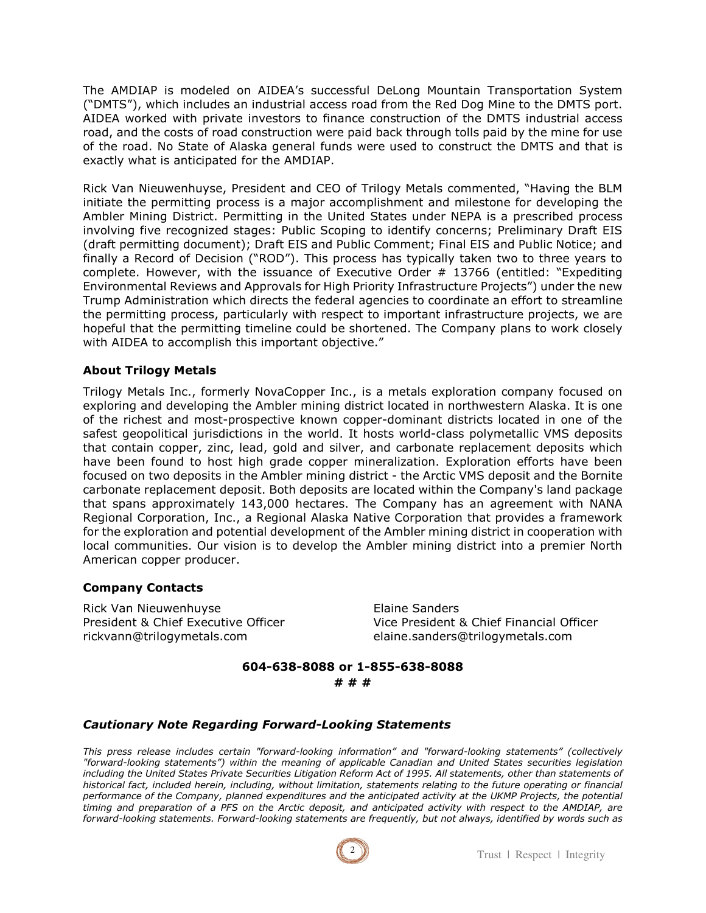The AMDIAP is modeled on AIDEA's successful DeLong Mountain Transportation System ("DMTS"), which includes an industrial access road from the Red Dog Mine to the DMTS port. AIDEA worked with private investors to finance construction of the DMTS industrial access road, and the costs of road construction were paid back through tolls paid by the mine for use of the road. No State of Alaska general funds were used to construct the DMTS and that is exactly what is anticipated for the AMDIAP.

Rick Van Nieuwenhuyse, President and CEO of Trilogy Metals commented, "Having the BLM initiate the permitting process is a major accomplishment and milestone for developing the Ambler Mining District. Permitting in the United States under NEPA is a prescribed process involving five recognized stages: Public Scoping to identify concerns; Preliminary Draft EIS (draft permitting document); Draft EIS and Public Comment; Final EIS and Public Notice; and finally a Record of Decision ("ROD"). This process has typically taken two to three years to complete. However, with the issuance of Executive Order # 13766 (entitled: "Expediting Environmental Reviews and Approvals for High Priority Infrastructure Projects") under the new Trump Administration which directs the federal agencies to coordinate an effort to streamline the permitting process, particularly with respect to important infrastructure projects, we are hopeful that the permitting timeline could be shortened. The Company plans to work closely with AIDEA to accomplish this important objective."

**About Trilogy Metals**

Trilogy Metals Inc., formerly NovaCopper Inc., is a metals exploration company focused on exploring and developing the Ambler mining district located in northwestern Alaska. It is one of the richest and most-prospective known copper-dominant districts located in one of the safest geopolitical jurisdictions in the world. It hosts world-class polymetallic VMS deposits that contain copper, zinc, lead, gold and silver, and carbonate replacement deposits which have been found to host high grade copper mineralization. Exploration efforts have been focused on two deposits in the Ambler mining district - the Arctic VMS deposit and the Bornite carbonate replacement deposit. Both deposits are located within the Company's land package that spans approximately 143,000 hectares. The Company has an agreement with NANA Regional Corporation, Inc., a Regional Alaska Native Corporation that provides a framework for the exploration and potential development of the Ambler mining district in cooperation with local communities. Our vision is to develop the Ambler mining district into a premier North American copper producer.

**Company Contacts**

Rick Van Nieuwenhuyse
President & Chief Executive Officer
rickvann@trilogymetals.com

Elaine Sanders
Vice President & Chief Financial Officer
elaine.sanders@trilogymetals.com

**604-638-8088 or 1-855-638-8088**

**# # #**

### *Cautionary Note Regarding Forward-Looking Statements*

*This press release includes certain "forward-looking information" and "forward-looking statements" (collectively "forward-looking statements") within the meaning of applicable Canadian and United States securities legislation including the United States Private Securities Litigation Reform Act of 1995. All statements, other than statements of historical fact, included herein, including, without limitation, statements relating to the future operating or financial performance of the Company, planned expenditures and the anticipated activity at the UKMP Projects, the potential timing and preparation of a PFS on the Arctic deposit, and anticipated activity with respect to the AMDIAP, are forward-looking statements. Forward-looking statements are frequently, but not always, identified by words such as*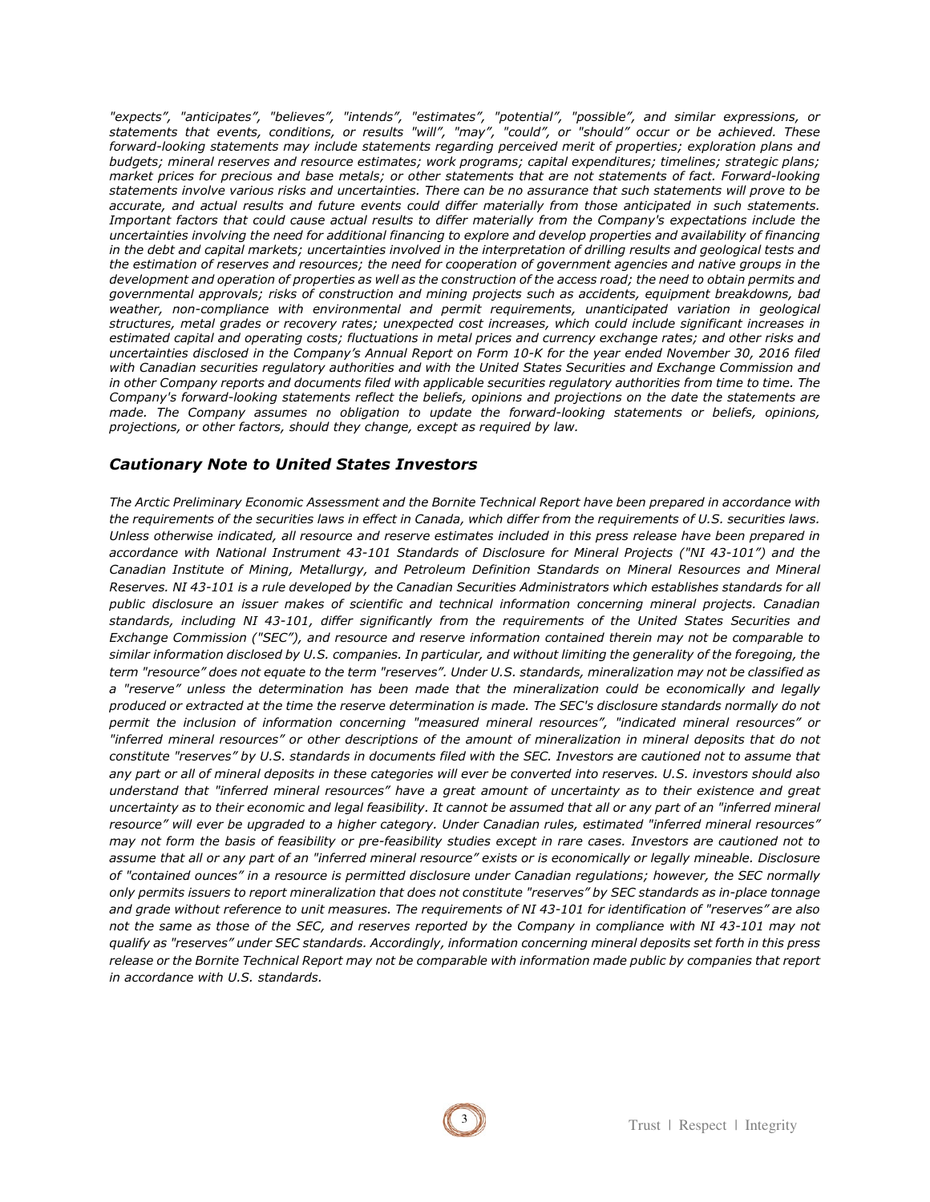*"expects", "anticipates", "believes", "intends", "estimates", "potential", "possible", and similar expressions, or statements that events, conditions, or results "will", "may", "could", or "should" occur or be achieved. These forward-looking statements may include statements regarding perceived merit of properties; exploration plans and budgets; mineral reserves and resource estimates; work programs; capital expenditures; timelines; strategic plans; market prices for precious and base metals; or other statements that are not statements of fact. Forward-looking statements involve various risks and uncertainties. There can be no assurance that such statements will prove to be accurate, and actual results and future events could differ materially from those anticipated in such statements. Important factors that could cause actual results to differ materially from the Company's expectations include the uncertainties involving the need for additional financing to explore and develop properties and availability of financing in the debt and capital markets; uncertainties involved in the interpretation of drilling results and geological tests and the estimation of reserves and resources; the need for cooperation of government agencies and native groups in the development and operation of properties as well as the construction of the access road; the need to obtain permits and governmental approvals; risks of construction and mining projects such as accidents, equipment breakdowns, bad weather, non-compliance with environmental and permit requirements, unanticipated variation in geological structures, metal grades or recovery rates; unexpected cost increases, which could include significant increases in estimated capital and operating costs; fluctuations in metal prices and currency exchange rates; and other risks and uncertainties disclosed in the Company's Annual Report on Form 10-K for the year ended November 30, 2016 filed with Canadian securities regulatory authorities and with the United States Securities and Exchange Commission and in other Company reports and documents filed with applicable securities regulatory authorities from time to time. The Company's forward-looking statements reflect the beliefs, opinions and projections on the date the statements are made. The Company assumes no obligation to update the forward-looking statements or beliefs, opinions, projections, or other factors, should they change, except as required by law.*

## *Cautionary Note to United States Investors*

*The Arctic Preliminary Economic Assessment and the Bornite Technical Report have been prepared in accordance with the requirements of the securities laws in effect in Canada, which differ from the requirements of U.S. securities laws. Unless otherwise indicated, all resource and reserve estimates included in this press release have been prepared in accordance with National Instrument 43-101 Standards of Disclosure for Mineral Projects ("NI 43-101") and the Canadian Institute of Mining, Metallurgy, and Petroleum Definition Standards on Mineral Resources and Mineral Reserves. NI 43-101 is a rule developed by the Canadian Securities Administrators which establishes standards for all public disclosure an issuer makes of scientific and technical information concerning mineral projects. Canadian standards, including NI 43-101, differ significantly from the requirements of the United States Securities and Exchange Commission ("SEC"), and resource and reserve information contained therein may not be comparable to similar information disclosed by U.S. companies. In particular, and without limiting the generality of the foregoing, the term "resource" does not equate to the term "reserves". Under U.S. standards, mineralization may not be classified as a "reserve" unless the determination has been made that the mineralization could be economically and legally produced or extracted at the time the reserve determination is made. The SEC's disclosure standards normally do not permit the inclusion of information concerning "measured mineral resources", "indicated mineral resources" or "inferred mineral resources" or other descriptions of the amount of mineralization in mineral deposits that do not constitute "reserves" by U.S. standards in documents filed with the SEC. Investors are cautioned not to assume that any part or all of mineral deposits in these categories will ever be converted into reserves. U.S. investors should also understand that "inferred mineral resources" have a great amount of uncertainty as to their existence and great uncertainty as to their economic and legal feasibility. It cannot be assumed that all or any part of an "inferred mineral resource" will ever be upgraded to a higher category. Under Canadian rules, estimated "inferred mineral resources" may not form the basis of feasibility or pre-feasibility studies except in rare cases. Investors are cautioned not to assume that all or any part of an "inferred mineral resource" exists or is economically or legally mineable. Disclosure of "contained ounces" in a resource is permitted disclosure under Canadian regulations; however, the SEC normally only permits issuers to report mineralization that does not constitute "reserves" by SEC standards as in-place tonnage and grade without reference to unit measures. The requirements of NI 43-101 for identification of "reserves" are also not the same as those of the SEC, and reserves reported by the Company in compliance with NI 43-101 may not qualify as "reserves" under SEC standards. Accordingly, information concerning mineral deposits set forth in this press release or the Bornite Technical Report may not be comparable with information made public by companies that report in accordance with U.S. standards.*